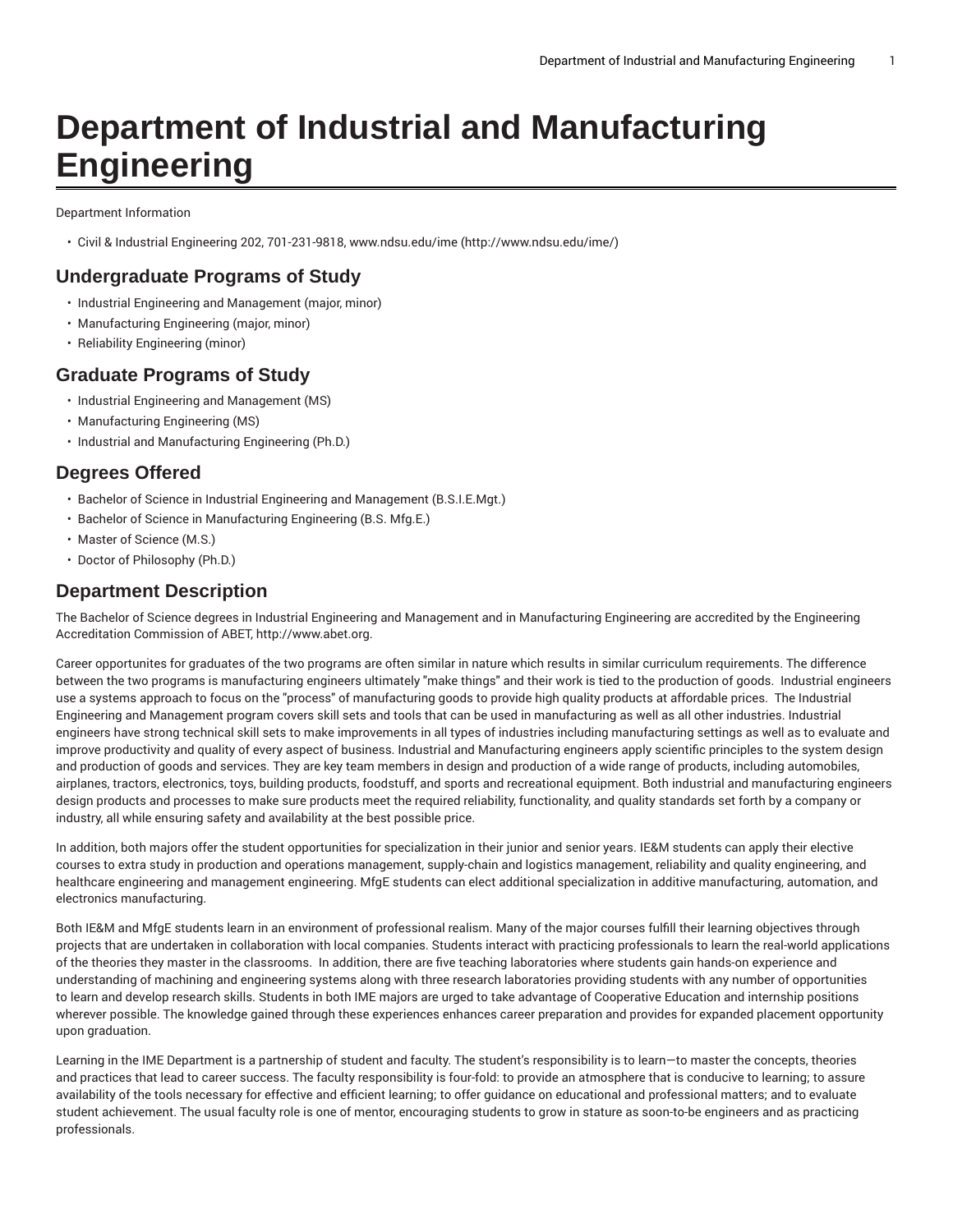# Department of Industrial and Manufacturing Engineering

Department Information

- Civil & Industrial Engineering 202, 701-231-9818, www.ndsu.edu/ime (http://www.ndsu.edu/ime/)

## Undergraduate Programs of Study

- Industrial Engineering and Management (major, minor)
- Manufacturing Engineering (major, minor)
- Reliability Engineering (minor)

## Graduate Programs of Study

- Industrial Engineering and Management (MS)
- Manufacturing Engineering (MS)
- Industrial and Manufacturing Engineering (Ph.D.)

## Degrees Offered

- Bachelor of Science in Industrial Engineering and Management (B.S.I.E.Mgt.)
- Bachelor of Science in Manufacturing Engineering (B.S. Mfg.E.)
- Master of Science (M.S.)
- Doctor of Philosophy (Ph.D.)

## Department Description

The Bachelor of Science degrees in Industrial Engineering and Management and in Manufacturing Engineering are accredited by the Engineering Accreditation Commission of ABET, http://www.abet.org.

Career opportunites for graduates of the two programs are often similar in nature which results in similar curriculum requirements. The difference between the two programs is manufacturing engineers ultimately "make things" and their work is tied to the production of goods. Industrial engineers use a systems approach to focus on the "process" of manufacturing goods to provide high quality products at affordable prices. The Industrial Engineering and Management program covers skill sets and tools that can be used in manufacturing as well as all other industries. Industrial engineers have strong technical skill sets to make improvements in all types of industries including manufacturing settings as well as to evaluate and improve productivity and quality of every aspect of business. Industrial and Manufacturing engineers apply scientific principles to the system design and production of goods and services. They are key team members in design and production of a wide range of products, including automobiles, airplanes, tractors, electronics, toys, building products, foodstuff, and sports and recreational equipment. Both industrial and manufacturing engineers design products and processes to make sure products meet the required reliability, functionality, and quality standards set forth by a company or industry, all while ensuring safety and availability at the best possible price.

In addition, both majors offer the student opportunities for specialization in their junior and senior years. IE&M students can apply their elective courses to extra study in production and operations management, supply-chain and logistics management, reliability and quality engineering, and healthcare engineering and management engineering. MfgE students can elect additional specialization in additive manufacturing, automation, and electronics manufacturing.

Both IE&M and MfgE students learn in an environment of professional realism. Many of the major courses fulfill their learning objectives through projects that are undertaken in collaboration with local companies. Students interact with practicing professionals to learn the real-world applications of the theories they master in the classrooms. In addition, there are five teaching laboratories where students gain hands-on experience and understanding of machining and engineering systems along with three research laboratories providing students with any number of opportunities to learn and develop research skills. Students in both IME majors are urged to take advantage of Cooperative Education and internship positions wherever possible. The knowledge gained through these experiences enhances career preparation and provides for expanded placement opportunity upon graduation.

Learning in the IME Department is a partnership of student and faculty. The student's responsibility is to learn—to master the concepts, theories and practices that lead to career success. The faculty responsibility is four-fold: to provide an atmosphere that is conducive to learning; to assure availability of the tools necessary for effective and efficient learning; to offer guidance on educational and professional matters; and to evaluate student achievement. The usual faculty role is one of mentor, encouraging students to grow in stature as soon-to-be engineers and as practicing professionals.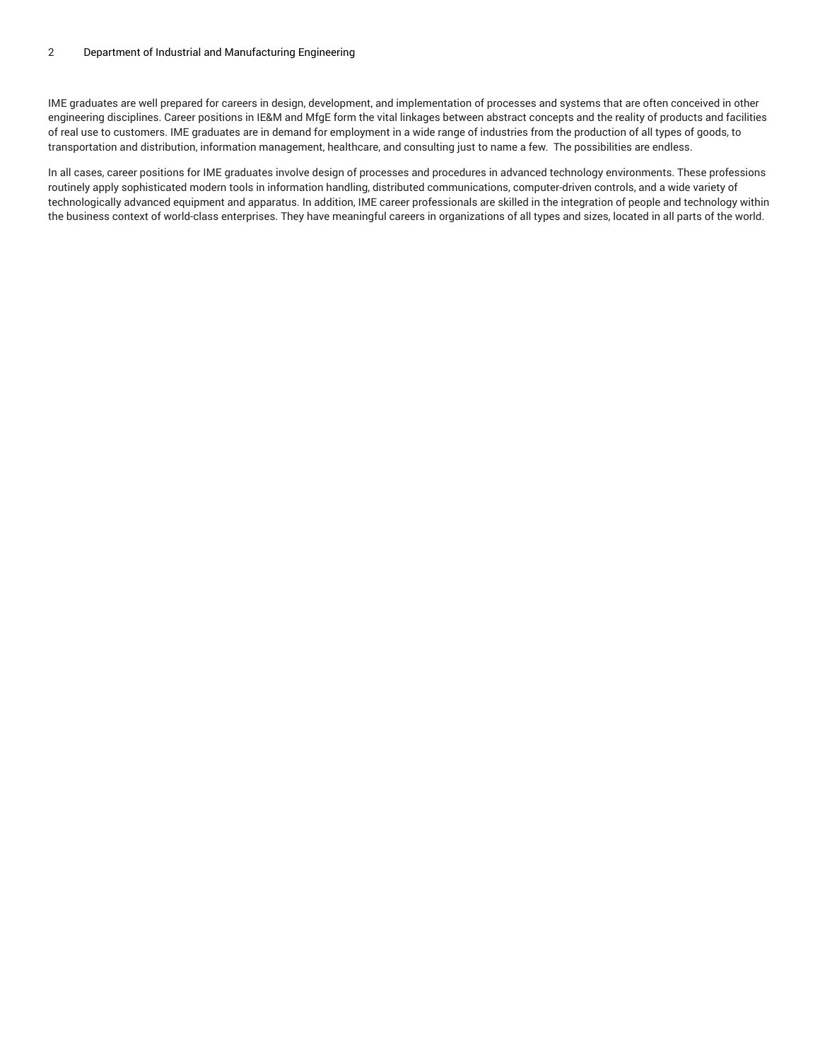IME graduates are well prepared for careers in design, development, and implementation of processes and systems that are often conceived in other engineering disciplines. Career positions in IE&M and MfgE form the vital linkages between abstract concepts and the reality of products and facilities of real use to customers. IME graduates are in demand for employment in a wide range of industries from the production of all types of goods, to transportation and distribution, information management, healthcare, and consulting just to name a few. The possibilities are endless.

In all cases, career positions for IME graduates involve design of processes and procedures in advanced technology environments. These professions routinely apply sophisticated modern tools in information handling, distributed communications, computer-driven controls, and a wide variety of technologically advanced equipment and apparatus. In addition, IME career professionals are skilled in the integration of people and technology within the business context of world-class enterprises. They have meaningful careers in organizations of all types and sizes, located in all parts of the world.